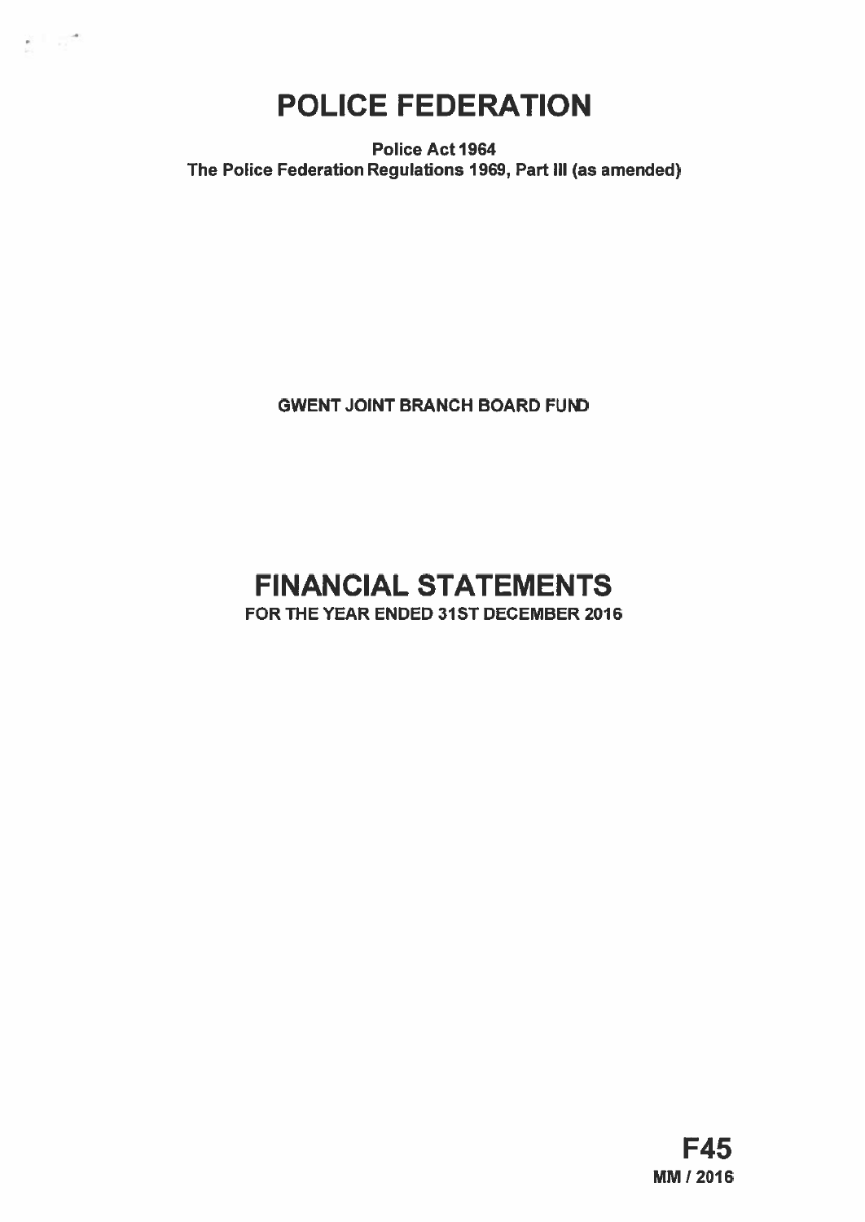# POLICE FEDERATION

**Police Act 1964**
**The Police Federation Regulations 1969, Part III (as amended)**

**GWENT JOINT BRANCH BOARD FUND**

## FINANCIAL STATEMENTS

**FOR THE YEAR ENDED 31ST DECEMBER 2016**

**F45**
**MM / 2016**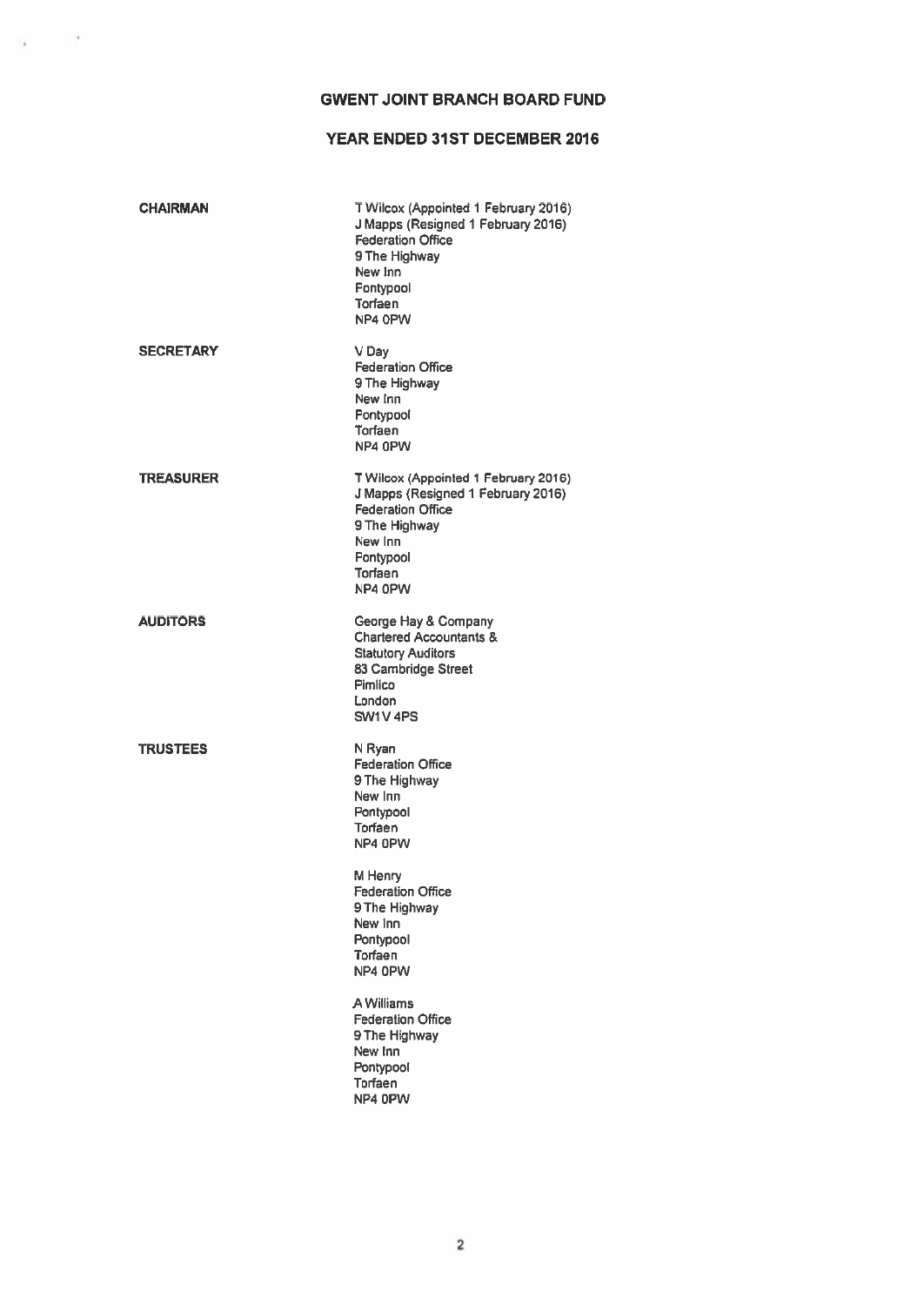# GWENT JOINT BRANCH BOARD FUND

## YEAR ENDED 31ST DECEMBER 2016

**CHAIRMAN**

T Wilcox (Appointed 1 February 2016)
J Mapps (Resigned 1 February 2016)
Federation Office
9 The Highway
New Inn
Pontypool
Torfaen
NP4 0PW

**SECRETARY**

V Day
Federation Office
9 The Highway
New Inn
Pontypool
Torfaen
NP4 0PW

**TREASURER**

T Wilcox (Appointed 1 February 2016)
J Mapps (Resigned 1 February 2016)
Federation Office
9 The Highway
New Inn
Pontypool
Torfaen
NP4 0PW

**AUDITORS**

George Hay & Company
Chartered Accountants &
Statutory Auditors
83 Cambridge Street
Pimlico
London
SW1V 4PS

**TRUSTEES**

N Ryan
Federation Office
9 The Highway
New Inn
Pontypool
Torfaen
NP4 0PW

M Henry
Federation Office
9 The Highway
New Inn
Pontypool
Torfaen
NP4 0PW

A Williams
Federation Office
9 The Highway
New Inn
Pontypool
Torfaen
NP4 0PW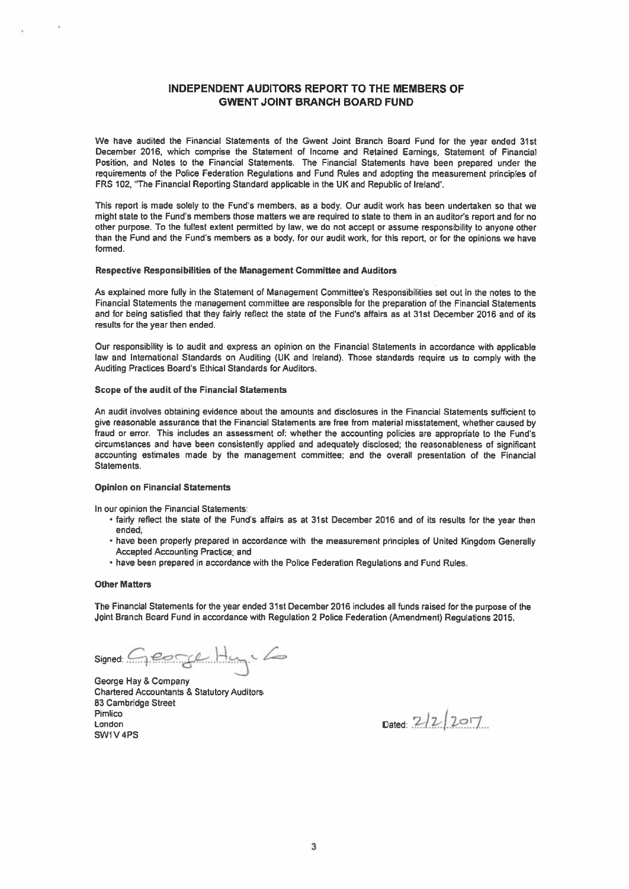# INDEPENDENT AUDITORS REPORT TO THE MEMBERS OF GWENT JOINT BRANCH BOARD FUND

We have audited the Financial Statements of the Gwent Joint Branch Board Fund for the year ended 31st December 2016, which comprise the Statement of Income and Retained Earnings, Statement of Financial Position, and Notes to the Financial Statements. The Financial Statements have been prepared under the requirements of the Police Federation Regulations and Fund Rules and adopting the measurement principles of FRS 102, "The Financial Reporting Standard applicable in the UK and Republic of Ireland".

This report is made solely to the Fund's members, as a body. Our audit work has been undertaken so that we might state to the Fund's members those matters we are required to state to them in an auditor's report and for no other purpose. To the fullest extent permitted by law, we do not accept or assume responsibility to anyone other than the Fund and the Fund's members as a body, for our audit work, for this report, or for the opinions we have formed.

**Respective Responsibilities of the Management Committee and Auditors**

As explained more fully in the Statement of Management Committee's Responsibilities set out in the notes to the Financial Statements the management committee are responsible for the preparation of the Financial Statements and for being satisfied that they fairly reflect the state of the Fund's affairs as at 31st December 2016 and of its results for the year then ended.

Our responsibility is to audit and express an opinion on the Financial Statements in accordance with applicable law and International Standards on Auditing (UK and Ireland). Those standards require us to comply with the Auditing Practices Board's Ethical Standards for Auditors.

**Scope of the audit of the Financial Statements**

An audit involves obtaining evidence about the amounts and disclosures in the Financial Statements sufficient to give reasonable assurance that the Financial Statements are free from material misstatement, whether caused by fraud or error. This includes an assessment of: whether the accounting policies are appropriate to the Fund's circumstances and have been consistently applied and adequately disclosed; the reasonableness of significant accounting estimates made by the management committee; and the overall presentation of the Financial Statements.

**Opinion on Financial Statements**

In our opinion the Financial Statements:

- fairly reflect the state of the Fund's affairs as at 31st December 2016 and of its results for the year then ended;
- have been properly prepared in accordance with the measurement principles of United Kingdom Generally Accepted Accounting Practice; and
- have been prepared in accordance with the Police Federation Regulations and Fund Rules.

**Other Matters**

The Financial Statements for the year ended 31st December 2016 includes all funds raised for the purpose of the Joint Branch Board Fund in accordance with Regulation 2 Police Federation (Amendment) Regulations 2015.

Signed: George Hay & Co

George Hay & Company
Chartered Accountants & Statutory Auditors
83 Cambridge Street
Pimlico
London
SW1V 4PS

Dated: 2/2/2017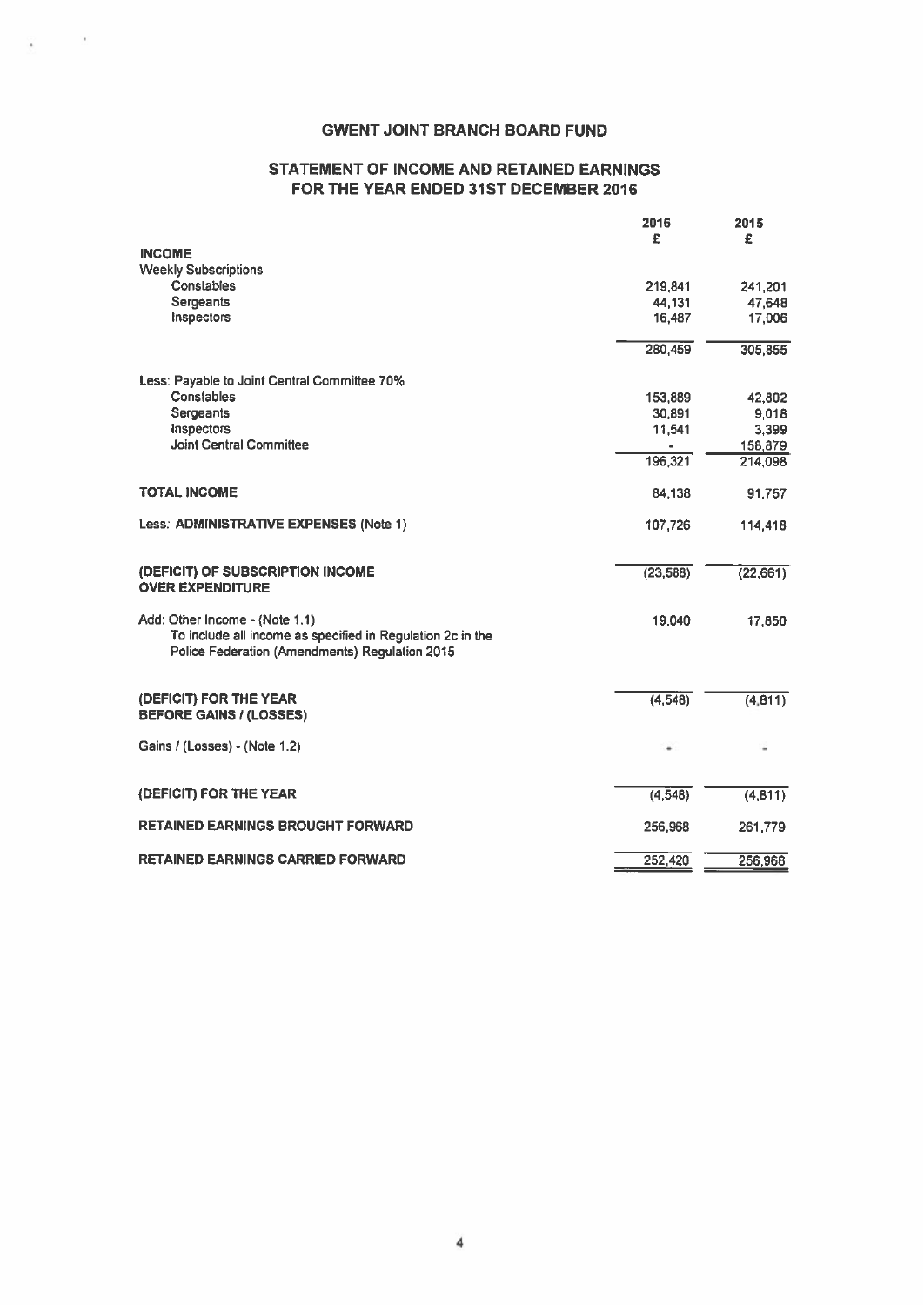# GWENT JOINT BRANCH BOARD FUND

## STATEMENT OF INCOME AND RETAINED EARNINGS FOR THE YEAR ENDED 31ST DECEMBER 2016

| | 2016 £ | 2015 £ |
|---|---|---|
| **INCOME** | | |
| Weekly Subscriptions | | |
| Constables | 219,841 | 241,201 |
| Sergeants | 44,131 | 47,648 |
| Inspectors | 16,487 | 17,006 |
| | 280,459 | 305,855 |
| Less: Payable to Joint Central Committee 70% | | |
| Constables | 153,889 | 42,802 |
| Sergeants | 30,891 | 9,018 |
| Inspectors | 11,541 | 3,399 |
| Joint Central Committee | - | 158,879 |
| | 196,321 | 214,098 |
| **TOTAL INCOME** | 84,138 | 91,757 |
| Less: **ADMINISTRATIVE EXPENSES** (Note 1) | 107,726 | 114,418 |
| **(DEFICIT) OF SUBSCRIPTION INCOME OVER EXPENDITURE** | (23,588) | (22,661) |
| Add: Other Income - (Note 1.1) To include all income as specified in Regulation 2c in the Police Federation (Amendments) Regulation 2015 | 19,040 | 17,850 |
| **(DEFICIT) FOR THE YEAR BEFORE GAINS / (LOSSES)** | (4,548) | (4,811) |
| Gains / (Losses) - (Note 1.2) | - | - |
| **(DEFICIT) FOR THE YEAR** | (4,548) | (4,811) |
| **RETAINED EARNINGS BROUGHT FORWARD** | 256,968 | 261,779 |
| **RETAINED EARNINGS CARRIED FORWARD** | 252,420 | 256,968 |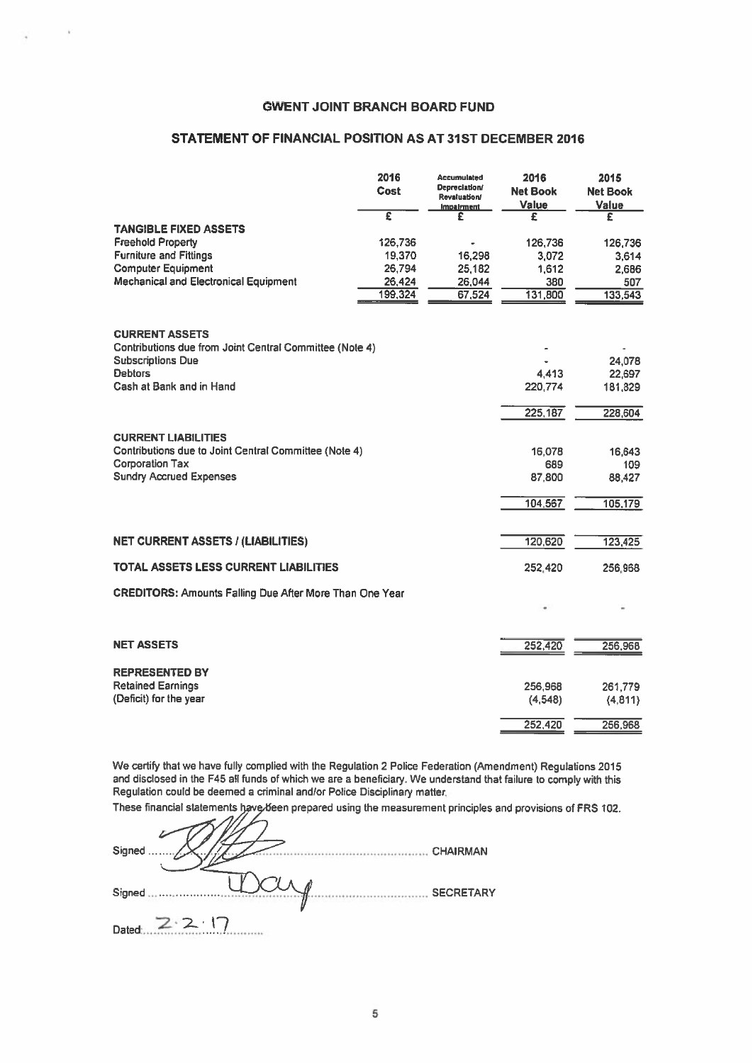# GWENT JOINT BRANCH BOARD FUND

## STATEMENT OF FINANCIAL POSITION AS AT 31ST DECEMBER 2016

| | 2016 Cost | Accumulated Depreciation/ Revaluation/ Impairment | 2016 Net Book Value | 2015 Net Book Value |
|---|---|---|---|---|
| | £ | £ | £ | £ |
| **TANGIBLE FIXED ASSETS** | | | | |
| Freehold Property | 126,736 | - | 126,736 | 126,736 |
| Furniture and Fittings | 19,370 | 16,298 | 3,072 | 3,614 |
| Computer Equipment | 26,794 | 25,182 | 1,612 | 2,686 |
| Mechanical and Electronical Equipment | 26,424 | 26,044 | 380 | 507 |
| | 199,324 | 67,524 | 131,800 | 133,543 |
| **CURRENT ASSETS** | | | | |
| Contributions due from Joint Central Committee (Note 4) | | | - | - |
| Subscriptions Due | | | - | 24,078 |
| Debtors | | | 4,413 | 22,697 |
| Cash at Bank and in Hand | | | 220,774 | 181,829 |
| | | | 225,187 | 228,604 |
| **CURRENT LIABILITIES** | | | | |
| Contributions due to Joint Central Committee (Note 4) | | | 16,078 | 16,643 |
| Corporation Tax | | | 689 | 109 |
| Sundry Accrued Expenses | | | 87,800 | 88,427 |
| | | | 104,567 | 105,179 |
| **NET CURRENT ASSETS / (LIABILITIES)** | | | 120,620 | 123,425 |
| **TOTAL ASSETS LESS CURRENT LIABILITIES** | | | 252,420 | 256,968 |
| **CREDITORS:** Amounts Falling Due After More Than One Year | | | - | - |
| **NET ASSETS** | | | 252,420 | 256,968 |
| **REPRESENTED BY** | | | | |
| Retained Earnings | | | 256,968 | 261,779 |
| (Deficit) for the year | | | (4,548) | (4,811) |
| | | | 252,420 | 256,968 |

We certify that we have fully complied with the Regulation 2 Police Federation (Amendment) Regulations 2015 and disclosed in the F45 all funds of which we are a beneficiary. We understand that failure to comply with this Regulation could be deemed a criminal and/or Police Disciplinary matter.

These financial statements have been prepared using the measurement principles and provisions of FRS 102.

Signed ........................................ CHAIRMAN

Signed ........................................ SECRETARY

Dated: 2.2.17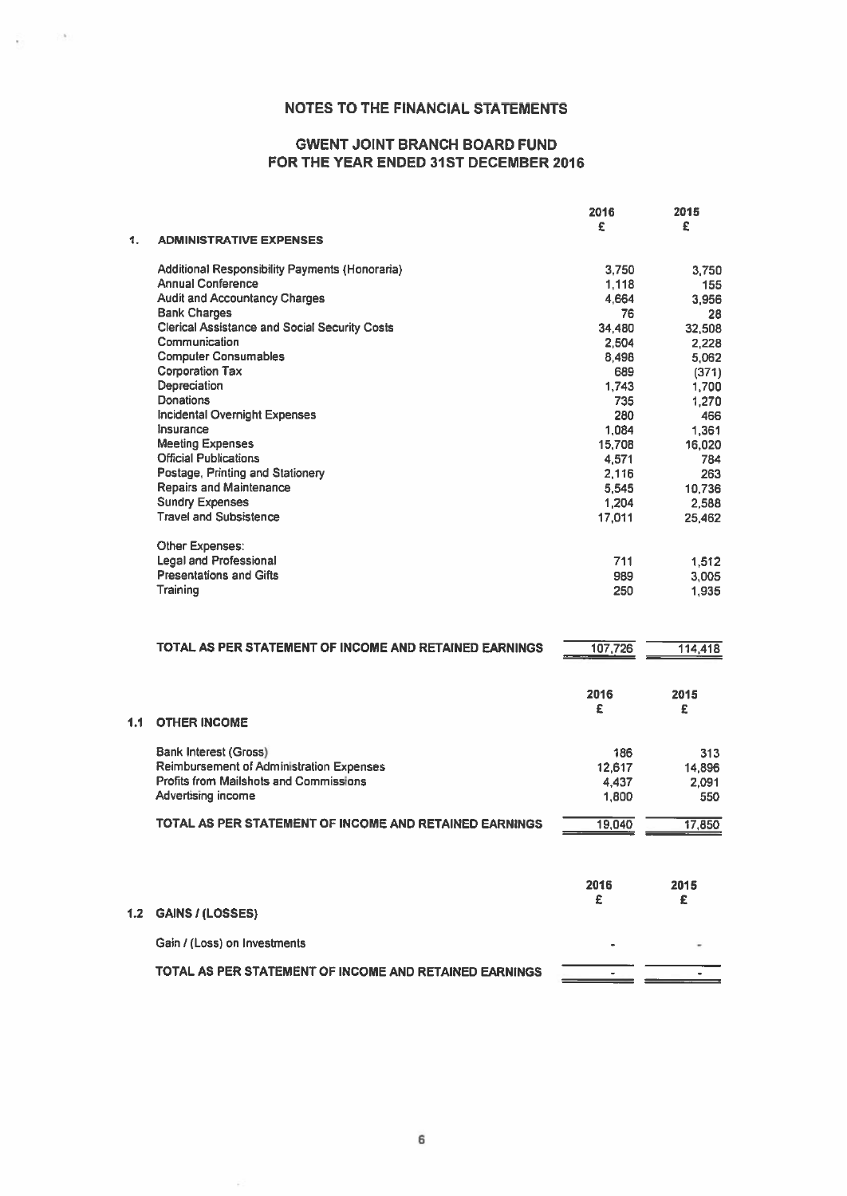# NOTES TO THE FINANCIAL STATEMENTS

## GWENT JOINT BRANCH BOARD FUND
## FOR THE YEAR ENDED 31ST DECEMBER 2016

| | | 2016 | 2015 |
|---|---|---|---|
| | | £ | £ |
| **1.** | **ADMINISTRATIVE EXPENSES** | | |
| | Additional Responsibility Payments (Honoraria) | 3,750 | 3,750 |
| | Annual Conference | 1,118 | 155 |
| | Audit and Accountancy Charges | 4,664 | 3,956 |
| | Bank Charges | 76 | 28 |
| | Clerical Assistance and Social Security Costs | 34,480 | 32,508 |
| | Communication | 2,504 | 2,228 |
| | Computer Consumables | 8,498 | 5,062 |
| | Corporation Tax | 689 | (371) |
| | Depreciation | 1,743 | 1,700 |
| | Donations | 735 | 1,270 |
| | Incidental Overnight Expenses | 280 | 466 |
| | Insurance | 1,084 | 1,361 |
| | Meeting Expenses | 15,708 | 16,020 |
| | Official Publications | 4,571 | 784 |
| | Postage, Printing and Stationery | 2,116 | 263 |
| | Repairs and Maintenance | 5,545 | 10,736 |
| | Sundry Expenses | 1,204 | 2,588 |
| | Travel and Subsistence | 17,011 | 25,462 |
| | Other Expenses: | | |
| | Legal and Professional | 711 | 1,512 |
| | Presentations and Gifts | 989 | 3,005 |
| | Training | 250 | 1,935 |
| | **TOTAL AS PER STATEMENT OF INCOME AND RETAINED EARNINGS** | 107,726 | 114,418 |

| | | 2016 | 2015 |
|---|---|---|---|
| | | £ | £ |
| **1.1** | **OTHER INCOME** | | |
| | Bank Interest (Gross) | 186 | 313 |
| | Reimbursement of Administration Expenses | 12,617 | 14,896 |
| | Profits from Mailshots and Commissions | 4,437 | 2,091 |
| | Advertising income | 1,800 | 550 |
| | **TOTAL AS PER STATEMENT OF INCOME AND RETAINED EARNINGS** | 19,040 | 17,850 |

| | | 2016 | 2015 |
|---|---|---|---|
| | | £ | £ |
| **1.2** | **GAINS / (LOSSES)** | | |
| | Gain / (Loss) on Investments | - | - |
| | **TOTAL AS PER STATEMENT OF INCOME AND RETAINED EARNINGS** | - | - |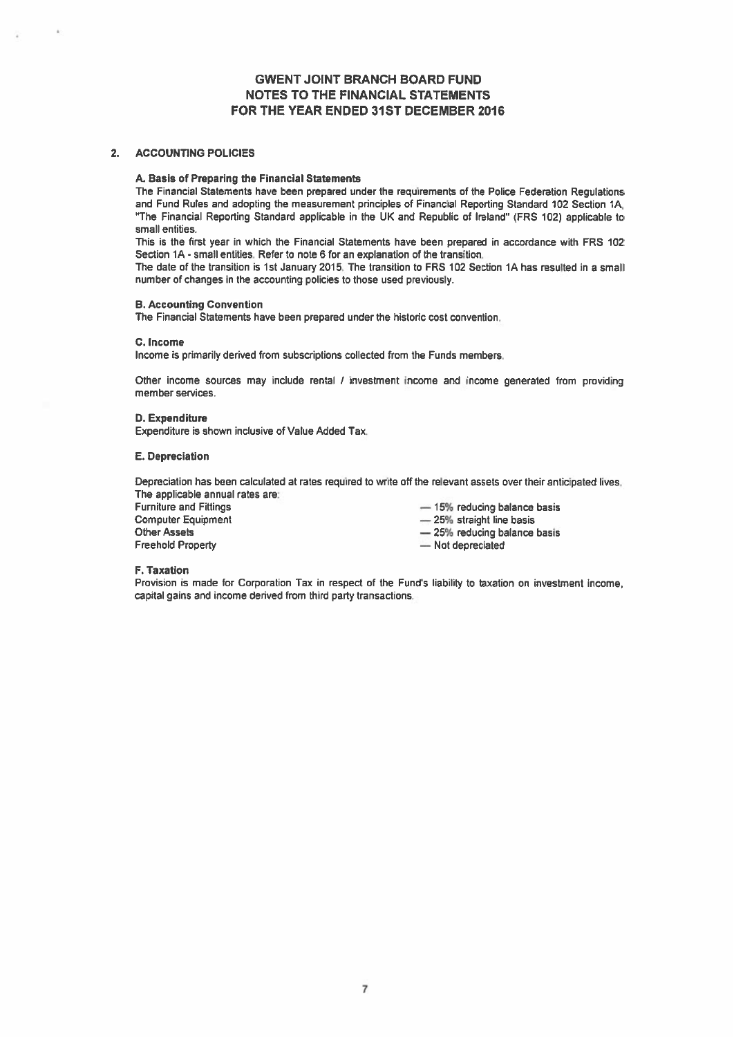# GWENT JOINT BRANCH BOARD FUND
# NOTES TO THE FINANCIAL STATEMENTS
# FOR THE YEAR ENDED 31ST DECEMBER 2016

## 2. ACCOUNTING POLICIES

### A. Basis of Preparing the Financial Statements

The Financial Statements have been prepared under the requirements of the Police Federation Regulations and Fund Rules and adopting the measurement principles of Financial Reporting Standard 102 Section 1A, "The Financial Reporting Standard applicable in the UK and Republic of Ireland" (FRS 102) applicable to small entities.

This is the first year in which the Financial Statements have been prepared in accordance with FRS 102 Section 1A - small entities. Refer to note 6 for an explanation of the transition.

The date of the transition is 1st January 2015. The transition to FRS 102 Section 1A has resulted in a small number of changes in the accounting policies to those used previously.

### B. Accounting Convention

The Financial Statements have been prepared under the historic cost convention.

### C. Income

Income is primarily derived from subscriptions collected from the Funds members.

Other income sources may include rental / investment income and income generated from providing member services.

### D. Expenditure

Expenditure is shown inclusive of Value Added Tax.

### E. Depreciation

Depreciation has been calculated at rates required to write off the relevant assets over their anticipated lives. The applicable annual rates are:

| | |
|---|---|
| Furniture and Fittings | — 15% reducing balance basis |
| Computer Equipment | — 25% straight line basis |
| Other Assets | — 25% reducing balance basis |
| Freehold Property | — Not depreciated |

### F. Taxation

Provision is made for Corporation Tax in respect of the Fund's liability to taxation on investment income, capital gains and income derived from third party transactions.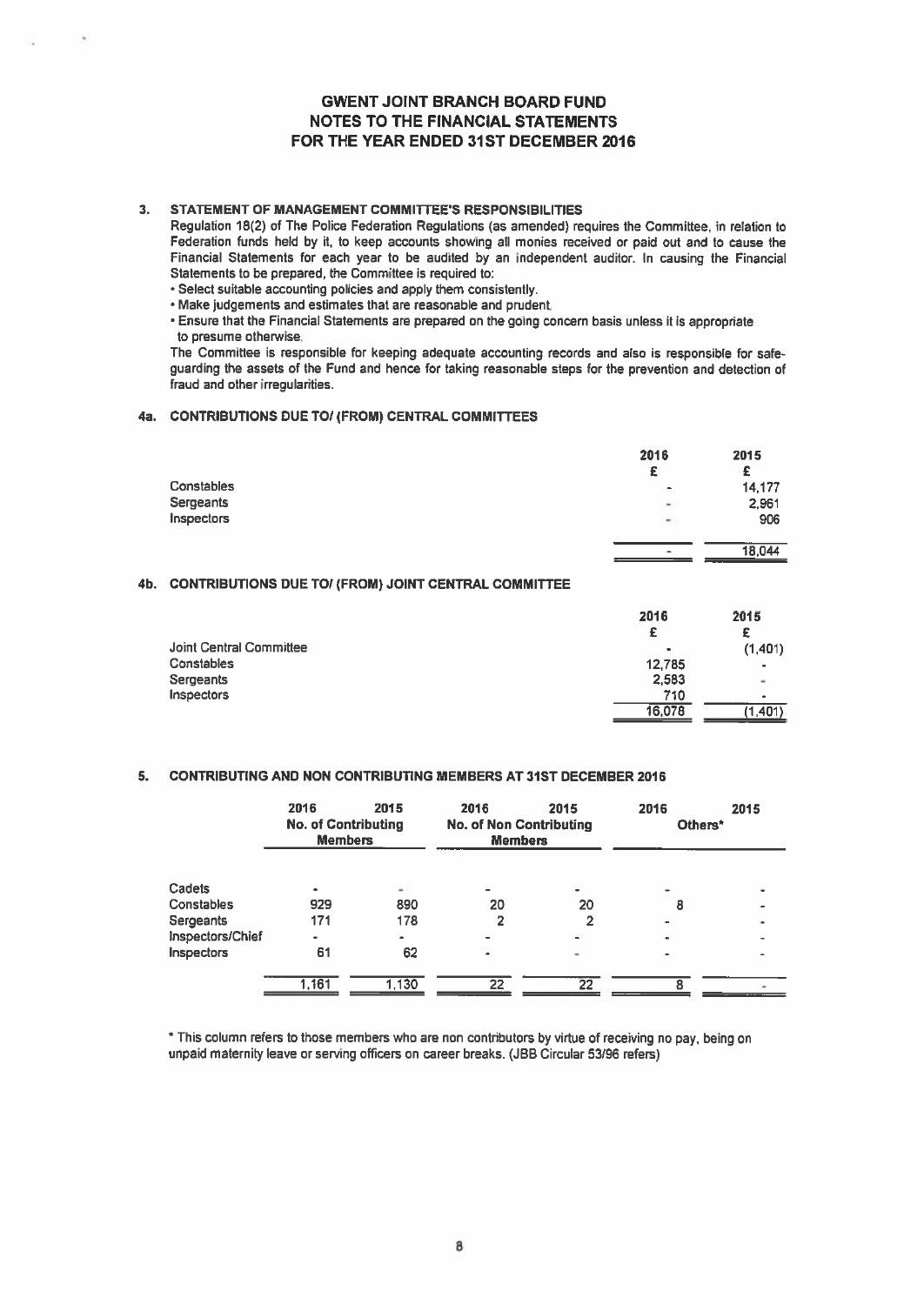# GWENT JOINT BRANCH BOARD FUND
# NOTES TO THE FINANCIAL STATEMENTS
# FOR THE YEAR ENDED 31ST DECEMBER 2016

## 3. STATEMENT OF MANAGEMENT COMMITTEE'S RESPONSIBILITIES

Regulation 18(2) of The Police Federation Regulations (as amended) requires the Committee, in relation to Federation funds held by it, to keep accounts showing all monies received or paid out and to cause the Financial Statements for each year to be audited by an independent auditor. In causing the Financial Statements to be prepared, the Committee is required to:

- Select suitable accounting policies and apply them consistently.
- Make judgements and estimates that are reasonable and prudent.
- Ensure that the Financial Statements are prepared on the going concern basis unless it is appropriate to presume otherwise.

The Committee is responsible for keeping adequate accounting records and also is responsible for safe-guarding the assets of the Fund and hence for taking reasonable steps for the prevention and detection of fraud and other irregularities.

## 4a. CONTRIBUTIONS DUE TO/ (FROM) CENTRAL COMMITTEES

| | 2016 | 2015 |
|---|---|---|
| | £ | £ |
| Constables | - | 14,177 |
| Sergeants | - | 2,961 |
| Inspectors | - | 906 |
| | - | 18,044 |

## 4b. CONTRIBUTIONS DUE TO/ (FROM) JOINT CENTRAL COMMITTEE

| | 2016 | 2015 |
|---|---|---|
| | £ | £ |
| Joint Central Committee | - | (1,401) |
| Constables | 12,785 | - |
| Sergeants | 2,583 | - |
| Inspectors | 710 | - |
| | 16,078 | (1,401) |

## 5. CONTRIBUTING AND NON CONTRIBUTING MEMBERS AT 31ST DECEMBER 2016

| | 2016 | 2015 | 2016 | 2015 | 2016 | 2015 |
|---|---|---|---|---|---|---|
| | No. of Contributing Members | | No. of Non Contributing Members | | Others* | |
| Cadets | - | - | - | - | - | - |
| Constables | 929 | 890 | 20 | 20 | 8 | - |
| Sergeants | 171 | 178 | 2 | 2 | - | - |
| Inspectors/Chief | - | - | - | - | - | - |
| Inspectors | 61 | 62 | - | - | - | - |
| | 1,161 | 1,130 | 22 | 22 | 8 | - |

\* This column refers to those members who are non contributors by virtue of receiving no pay, being on unpaid maternity leave or serving officers on career breaks. (JBB Circular 53/96 refers)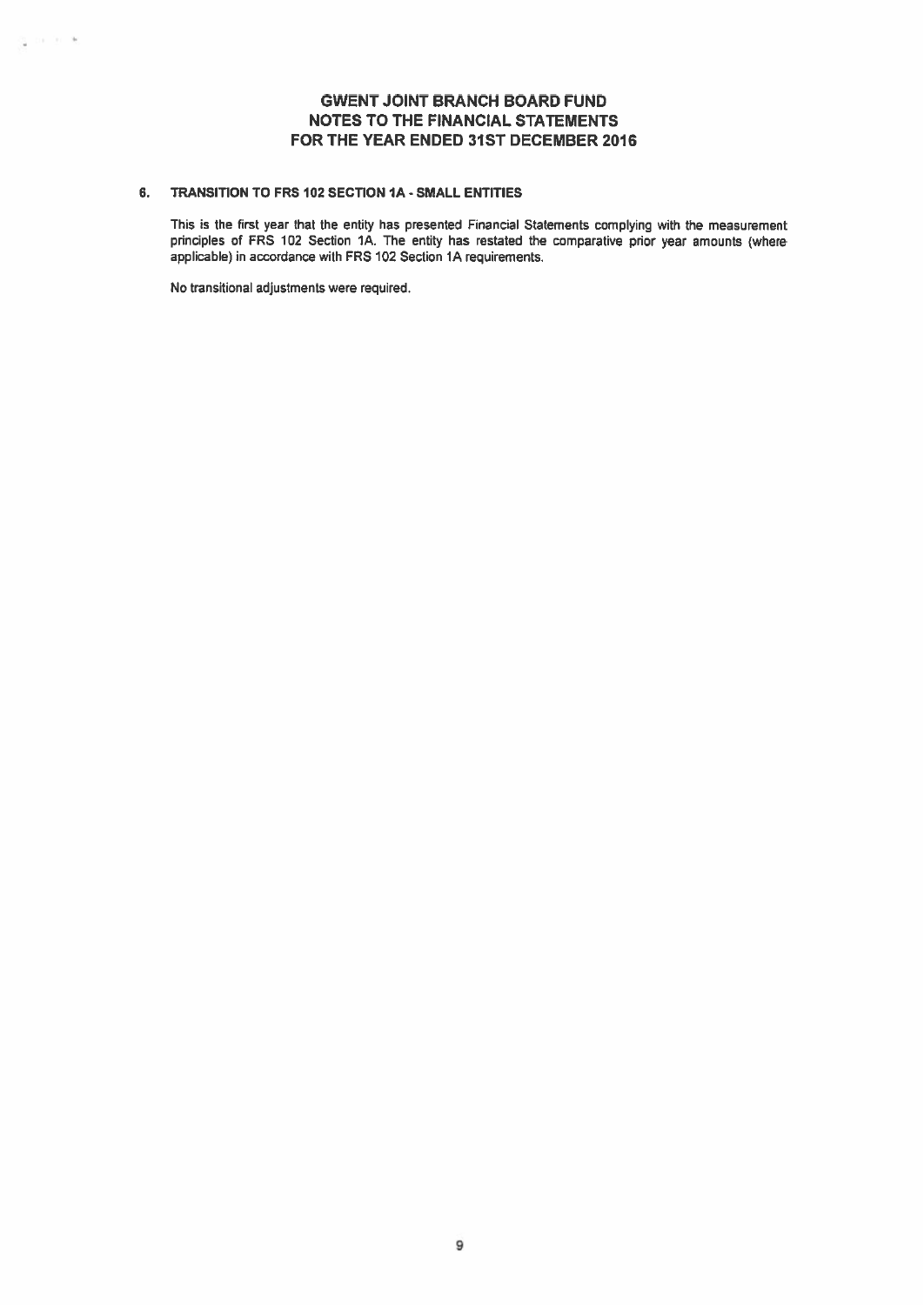# GWENT JOINT BRANCH BOARD FUND
## NOTES TO THE FINANCIAL STATEMENTS
## FOR THE YEAR ENDED 31ST DECEMBER 2016

### 6. TRANSITION TO FRS 102 SECTION 1A - SMALL ENTITIES

This is the first year that the entity has presented Financial Statements complying with the measurement principles of FRS 102 Section 1A. The entity has restated the comparative prior year amounts (where applicable) in accordance with FRS 102 Section 1A requirements.

No transitional adjustments were required.